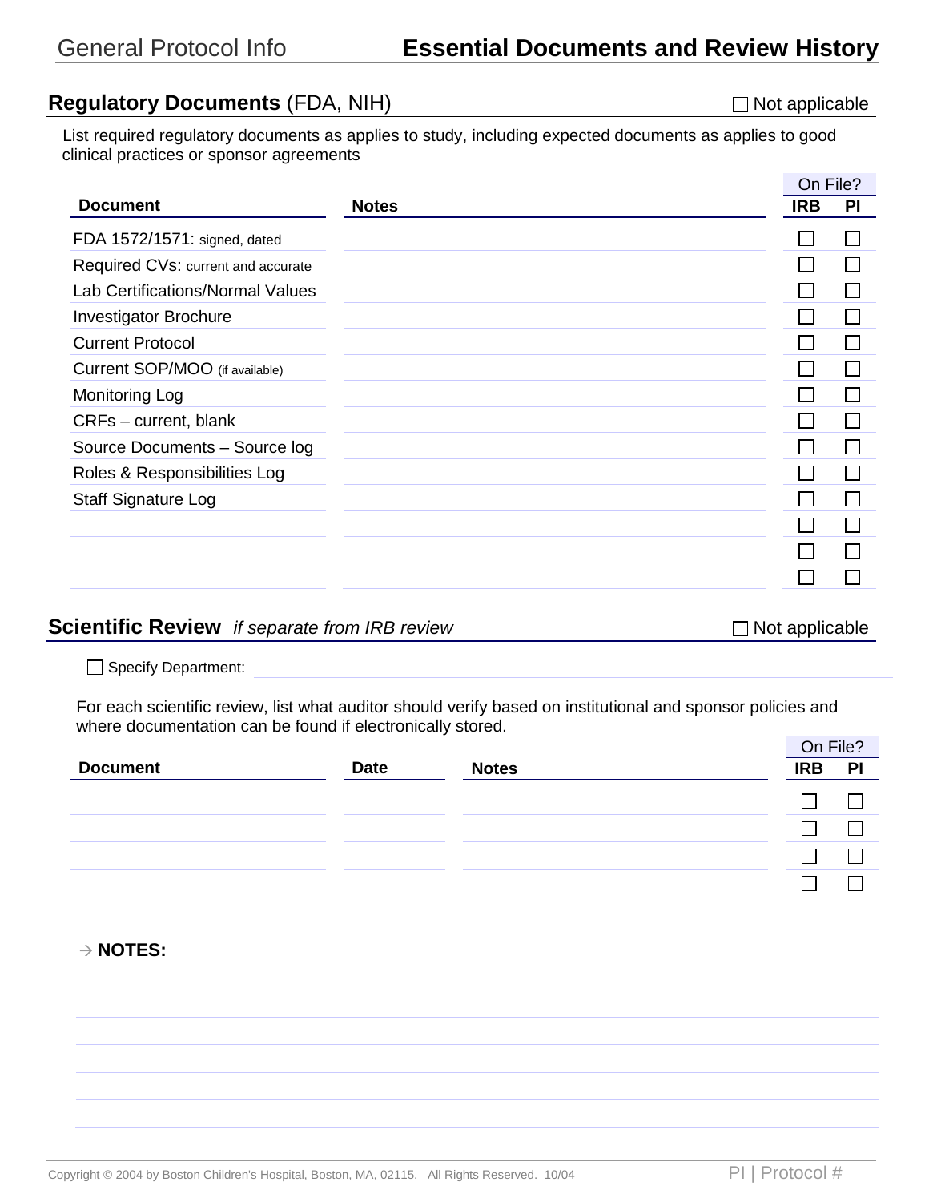# General Protocol Info — Essential Documents and Review History

## Regulatory Documents (FDA, NIH)

☐ Not applicable

List required regulatory documents as applies to study, including expected documents as applies to good clinical practices or sponsor agreements

| Document | Notes | On File? | |
|---|---|---|---|
| | | IRB | PI |
| FDA 1572/1571: signed, dated | | ☐ | ☐ |
| Required CVs: current and accurate | | ☐ | ☐ |
| Lab Certifications/Normal Values | | ☐ | ☐ |
| Investigator Brochure | | ☐ | ☐ |
| Current Protocol | | ☐ | ☐ |
| Current SOP/MOO (if available) | | ☐ | ☐ |
| Monitoring Log | | ☐ | ☐ |
| CRFs – current, blank | | ☐ | ☐ |
| Source Documents – Source log | | ☐ | ☐ |
| Roles & Responsibilities Log | | ☐ | ☐ |
| Staff Signature Log | | ☐ | ☐ |
| | | ☐ | ☐ |
| | | ☐ | ☐ |
| | | ☐ | ☐ |

## Scientific Review *if separate from IRB review*

☐ Not applicable

☐ Specify Department:

For each scientific review, list what auditor should verify based on institutional and sponsor policies and where documentation can be found if electronically stored.

| Document | Date | Notes | On File? | |
|---|---|---|---|---|
| | | | IRB | PI |
| | | | ☐ | ☐ |
| | | | ☐ | ☐ |
| | | | ☐ | ☐ |
| | | | ☐ | ☐ |

→ **NOTES:**

Copyright © 2004 by Boston Children's Hospital, Boston, MA, 02115. All Rights Reserved. 10/04

PI | Protocol #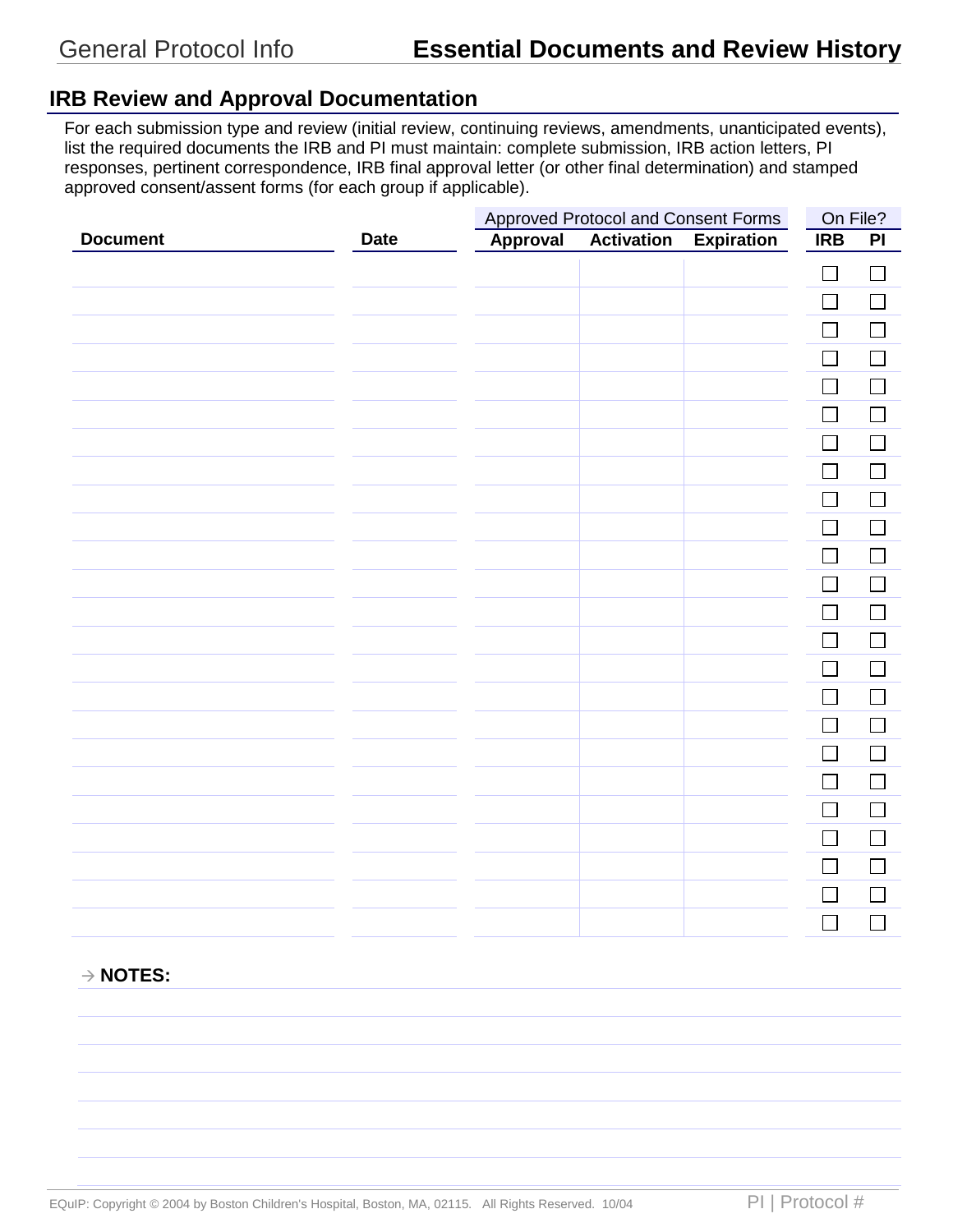# General Protocol Info — Essential Documents and Review History

## IRB Review and Approval Documentation

For each submission type and review (initial review, continuing reviews, amendments, unanticipated events), list the required documents the IRB and PI must maintain: complete submission, IRB action letters, PI responses, pertinent correspondence, IRB final approval letter (or other final determination) and stamped approved consent/assent forms (for each group if applicable).

| Document | Date | Approved Protocol and Consent Forms | | | On File? | |
|---|---|---|---|---|---|---|
| | | Approval | Activation | Expiration | IRB | PI |
| | | | | | ☐ | ☐ |
| | | | | | ☐ | ☐ |
| | | | | | ☐ | ☐ |
| | | | | | ☐ | ☐ |
| | | | | | ☐ | ☐ |
| | | | | | ☐ | ☐ |
| | | | | | ☐ | ☐ |
| | | | | | ☐ | ☐ |
| | | | | | ☐ | ☐ |
| | | | | | ☐ | ☐ |
| | | | | | ☐ | ☐ |
| | | | | | ☐ | ☐ |
| | | | | | ☐ | ☐ |
| | | | | | ☐ | ☐ |
| | | | | | ☐ | ☐ |
| | | | | | ☐ | ☐ |
| | | | | | ☐ | ☐ |
| | | | | | ☐ | ☐ |
| | | | | | ☐ | ☐ |
| | | | | | ☐ | ☐ |
| | | | | | ☐ | ☐ |
| | | | | | ☐ | ☐ |
| | | | | | ☐ | ☐ |
| | | | | | ☐ | ☐ |

→ **NOTES:**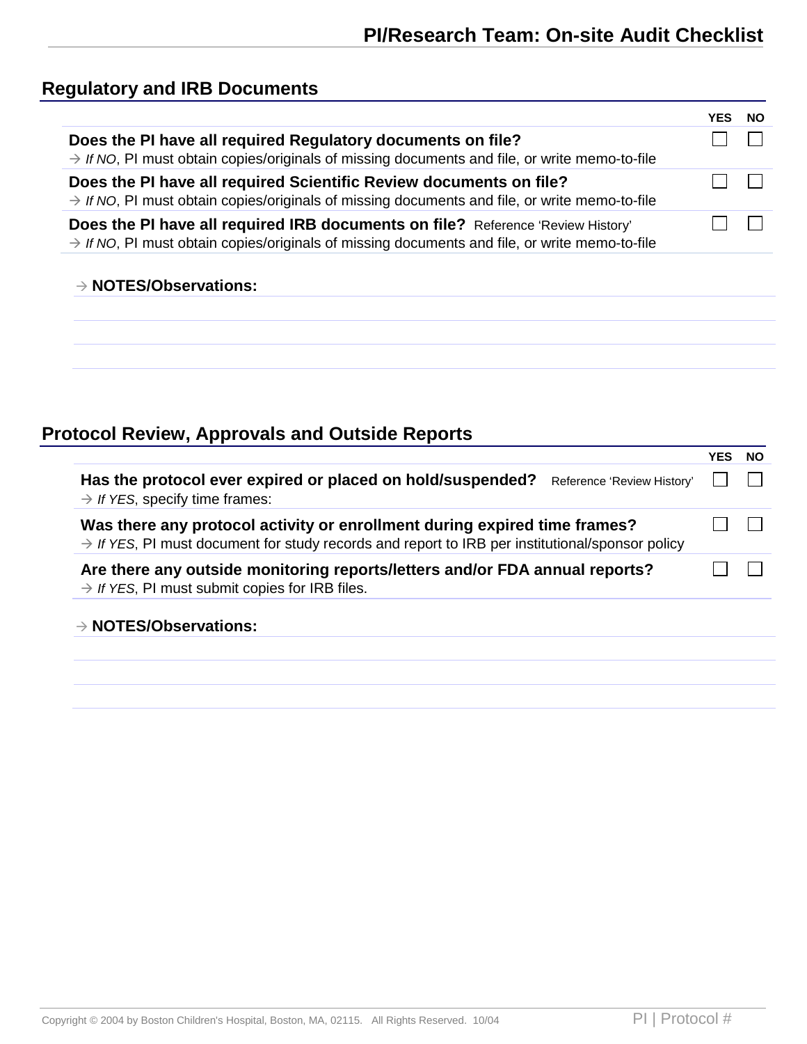## Regulatory and IRB Documents

| | YES | NO |
|---|---|---|
| **Does the PI have all required Regulatory documents on file?**<br>→ *If NO*, PI must obtain copies/originals of missing documents and file, or write memo-to-file | ☐ | ☐ |
| **Does the PI have all required Scientific Review documents on file?**<br>→ *If NO*, PI must obtain copies/originals of missing documents and file, or write memo-to-file | ☐ | ☐ |
| **Does the PI have all required IRB documents on file?** Reference 'Review History'<br>→ *If NO*, PI must obtain copies/originals of missing documents and file, or write memo-to-file | ☐ | ☐ |

→ **NOTES/Observations:**

## Protocol Review, Approvals and Outside Reports

| | YES | NO |
|---|---|---|
| **Has the protocol ever expired or placed on hold/suspended?** Reference 'Review History'<br>→ *If YES*, specify time frames: | ☐ | ☐ |
| **Was there any protocol activity or enrollment during expired time frames?**<br>→ *If YES*, PI must document for study records and report to IRB per institutional/sponsor policy | ☐ | ☐ |
| **Are there any outside monitoring reports/letters and/or FDA annual reports?**<br>→ *If YES*, PI must submit copies for IRB files. | ☐ | ☐ |

→ **NOTES/Observations:**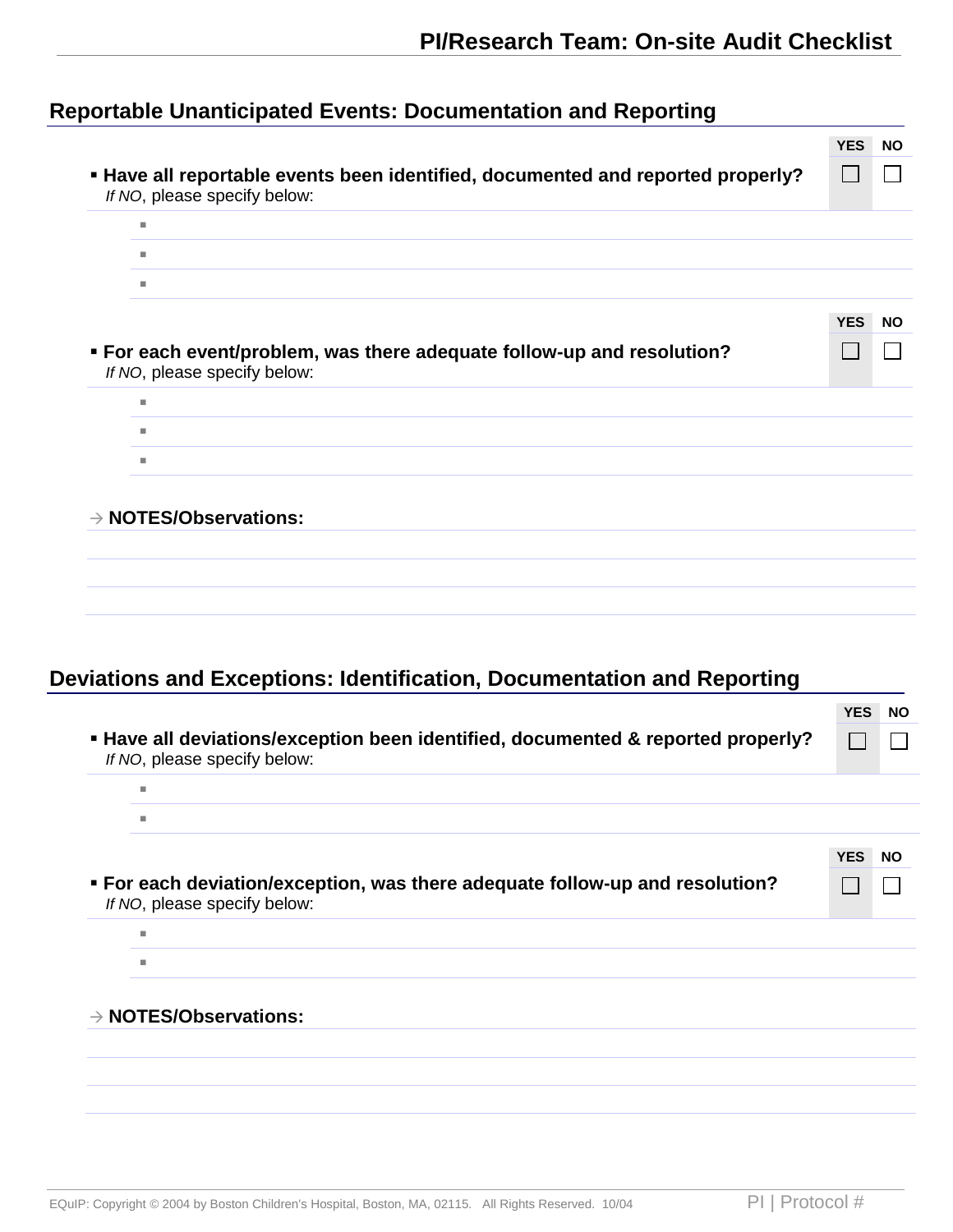## Reportable Unanticipated Events: Documentation and Reporting

| | YES | NO |
|---|---|---|
| ▪ **Have all reportable events been identified, documented and reported properly?** *If NO*, please specify below: | ☐ | ☐ |

- 
- 
- 

| | YES | NO |
|---|---|---|
| ▪ **For each event/problem, was there adequate follow-up and resolution?** *If NO*, please specify below: | ☐ | ☐ |

- 
- 
- 

→ **NOTES/Observations:**

## Deviations and Exceptions: Identification, Documentation and Reporting

| | YES | NO |
|---|---|---|
| ▪ **Have all deviations/exception been identified, documented & reported properly?** *If NO*, please specify below: | ☐ | ☐ |

- 
- 

| | YES | NO |
|---|---|---|
| ▪ **For each deviation/exception, was there adequate follow-up and resolution?** *If NO*, please specify below: | ☐ | ☐ |

- 
- 

→ **NOTES/Observations:**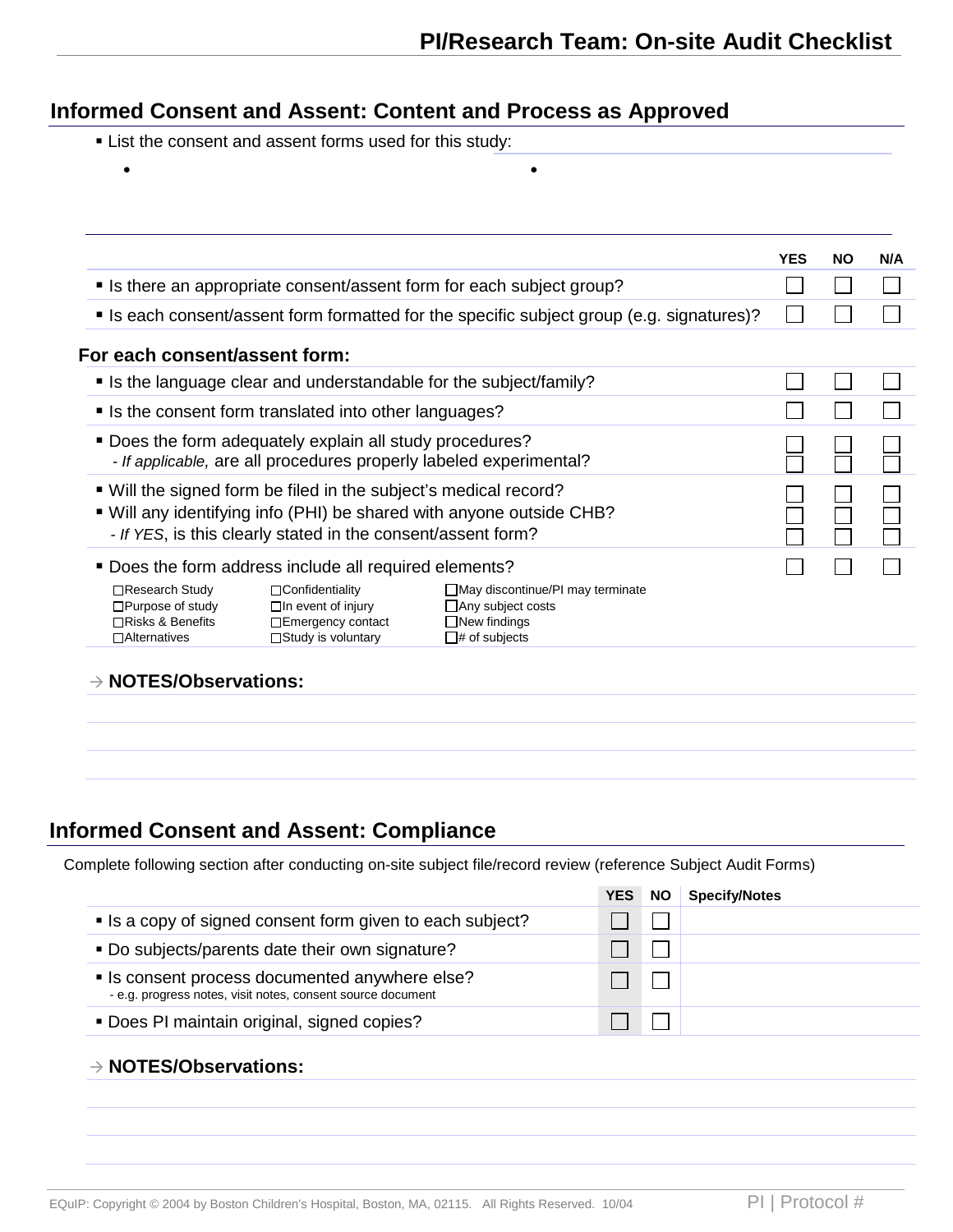# PI/Research Team: On-site Audit Checklist

## Informed Consent and Assent: Content and Process as Approved

- List the consent and assent forms used for this study:
  - 
  - 

| | YES | NO | N/A |
|---|---|---|---|
| ▪ Is there an appropriate consent/assent form for each subject group? | ☐ | ☐ | ☐ |
| ▪ Is each consent/assent form formatted for the specific subject group (e.g. signatures)? | ☐ | ☐ | ☐ |
| **For each consent/assent form:** | | | |
| ▪ Is the language clear and understandable for the subject/family? | ☐ | ☐ | ☐ |
| ▪ Is the consent form translated into other languages? | ☐ | ☐ | ☐ |
| ▪ Does the form adequately explain all study procedures? | ☐ | ☐ | ☐ |
| - *If applicable,* are all procedures properly labeled experimental? | ☐ | ☐ | ☐ |
| ▪ Will the signed form be filed in the subject's medical record? | ☐ | ☐ | ☐ |
| ▪ Will any identifying info (PHI) be shared with anyone outside CHB? | ☐ | ☐ | ☐ |
| - *If YES*, is this clearly stated in the consent/assent form? | ☐ | ☐ | ☐ |
| ▪ Does the form address include all required elements? | ☐ | ☐ | ☐ |

☐Research Study ☐Confidentiality ☐May discontinue/PI may terminate
☐Purpose of study ☐In event of injury ☐Any subject costs
☐Risks & Benefits ☐Emergency contact ☐New findings
☐Alternatives ☐Study is voluntary ☐# of subjects

→ **NOTES/Observations:**

## Informed Consent and Assent: Compliance

Complete following section after conducting on-site subject file/record review (reference Subject Audit Forms)

| | YES | NO | Specify/Notes |
|---|---|---|---|
| ▪ Is a copy of signed consent form given to each subject? | ☐ | ☐ | |
| ▪ Do subjects/parents date their own signature? | ☐ | ☐ | |
| ▪ Is consent process documented anywhere else?<br>- e.g. progress notes, visit notes, consent source document | ☐ | ☐ | |
| ▪ Does PI maintain original, signed copies? | ☐ | ☐ | |

→ **NOTES/Observations:**

EQuIP: Copyright © 2004 by Boston Children's Hospital, Boston, MA, 02115. All Rights Reserved. 10/04 PI | Protocol #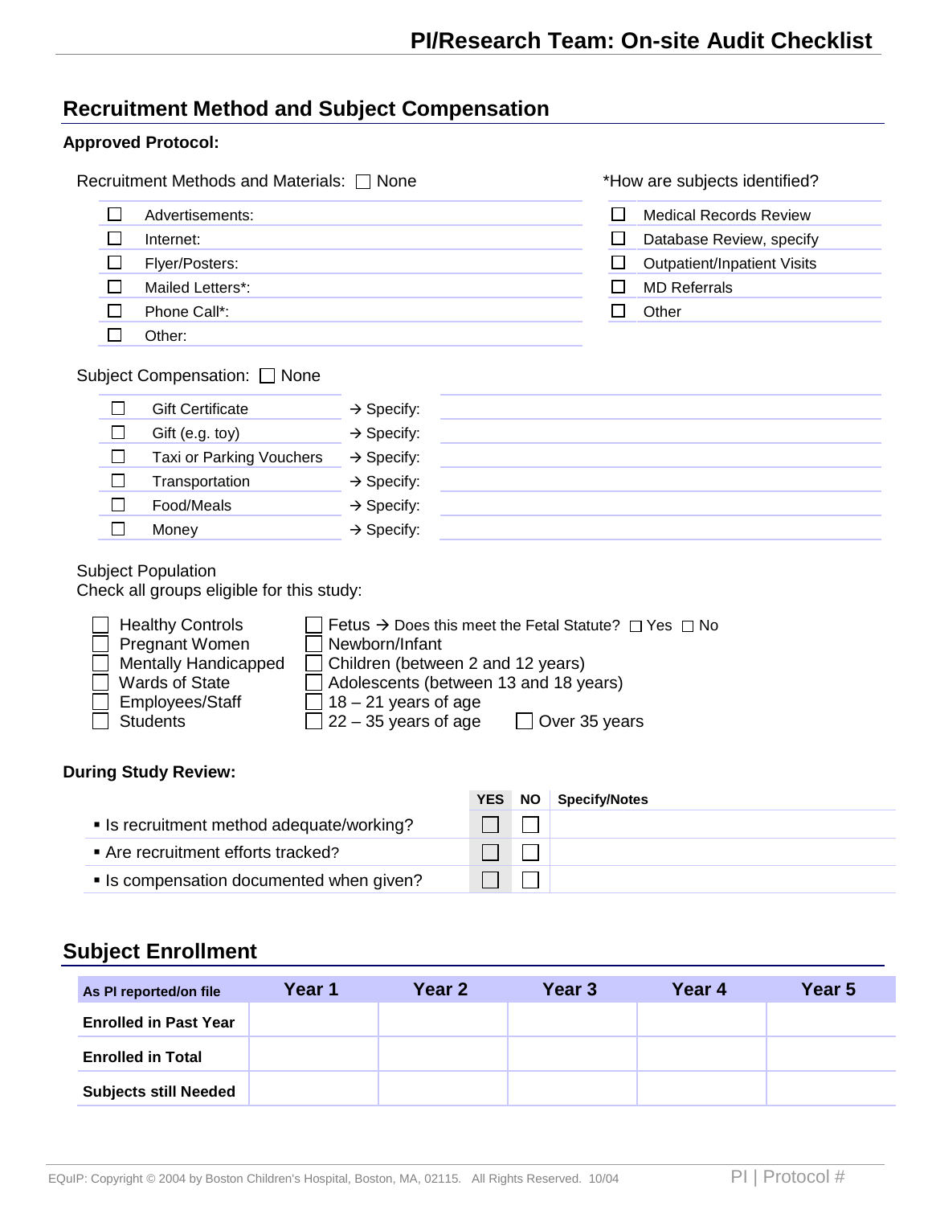## Recruitment Method and Subject Compensation

**Approved Protocol:**

Recruitment Methods and Materials: ☐ None

- ☐ Advertisements:
- ☐ Internet:
- ☐ Flyer/Posters:
- ☐ Mailed Letters*:
- ☐ Phone Call*:
- ☐ Other:

*How are subjects identified?

- ☐ Medical Records Review
- ☐ Database Review, specify
- ☐ Outpatient/Inpatient Visits
- ☐ MD Referrals
- ☐ Other

Subject Compensation: ☐ None

| | | | |
|---|---|---|---|
| ☐ | Gift Certificate | → Specify: | |
| ☐ | Gift (e.g. toy) | → Specify: | |
| ☐ | Taxi or Parking Vouchers | → Specify: | |
| ☐ | Transportation | → Specify: | |
| ☐ | Food/Meals | → Specify: | |
| ☐ | Money | → Specify: | |

Subject Population
Check all groups eligible for this study:

- ☐ Healthy Controls
- ☐ Pregnant Women
- ☐ Mentally Handicapped
- ☐ Wards of State
- ☐ Employees/Staff
- ☐ Students
- ☐ Fetus → Does this meet the Fetal Statute? ☐ Yes ☐ No
- ☐ Newborn/Infant
- ☐ Children (between 2 and 12 years)
- ☐ Adolescents (between 13 and 18 years)
- ☐ 18 – 21 years of age
- ☐ 22 – 35 years of age
- ☐ Over 35 years

**During Study Review:**

| | YES | NO | Specify/Notes |
|---|---|---|---|
| ▪ Is recruitment method adequate/working? | ☐ | ☐ | |
| ▪ Are recruitment efforts tracked? | ☐ | ☐ | |
| ▪ Is compensation documented when given? | ☐ | ☐ | |

## Subject Enrollment

| As PI reported/on file | Year 1 | Year 2 | Year 3 | Year 4 | Year 5 |
|---|---|---|---|---|---|
| **Enrolled in Past Year** | | | | | |
| **Enrolled in Total** | | | | | |
| **Subjects still Needed** | | | | | |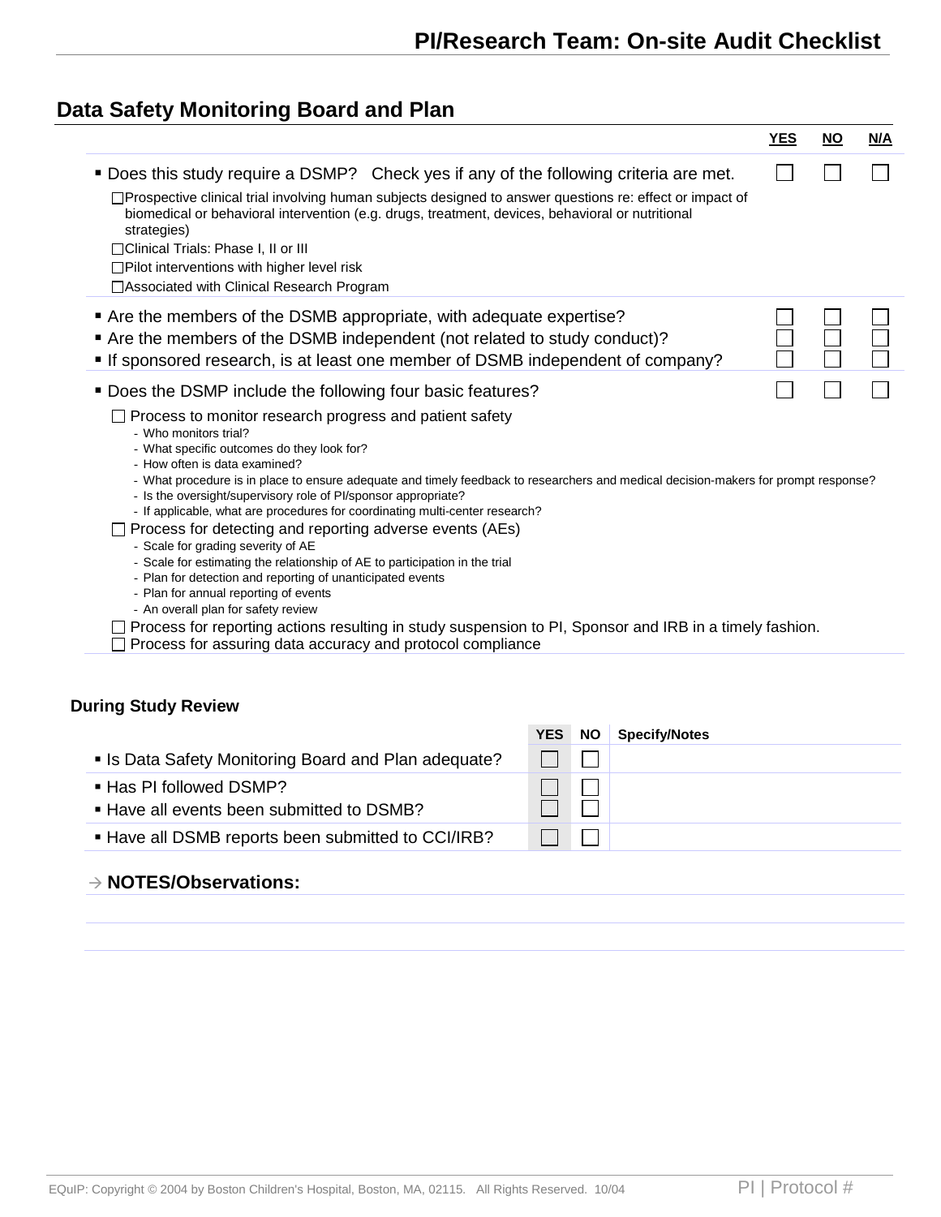## Data Safety Monitoring Board and Plan

| | YES | NO | N/A |
|---|---|---|---|
| ▪ Does this study require a DSMP? Check yes if any of the following criteria are met. | ☐ | ☐ | ☐ |
| ☐ Prospective clinical trial involving human subjects designed to answer questions re: effect or impact of biomedical or behavioral intervention (e.g. drugs, treatment, devices, behavioral or nutritional strategies)<br>☐ Clinical Trials: Phase I, II or III<br>☐ Pilot interventions with higher level risk<br>☐ Associated with Clinical Research Program | | | |
| ▪ Are the members of the DSMB appropriate, with adequate expertise? | ☐ | ☐ | ☐ |
| ▪ Are the members of the DSMB independent (not related to study conduct)? | ☐ | ☐ | ☐ |
| ▪ If sponsored research, is at least one member of DSMB independent of company? | ☐ | ☐ | ☐ |
| ▪ Does the DSMP include the following four basic features? | ☐ | ☐ | ☐ |

☐ Process to monitor research progress and patient safety
- Who monitors trial?
- What specific outcomes do they look for?
- How often is data examined?
- What procedure is in place to ensure adequate and timely feedback to researchers and medical decision-makers for prompt response?
- Is the oversight/supervisory role of PI/sponsor appropriate?
- If applicable, what are procedures for coordinating multi-center research?

☐ Process for detecting and reporting adverse events (AEs)
- Scale for grading severity of AE
- Scale for estimating the relationship of AE to participation in the trial
- Plan for detection and reporting of unanticipated events
- Plan for annual reporting of events
- An overall plan for safety review

☐ Process for reporting actions resulting in study suspension to PI, Sponsor and IRB in a timely fashion.

☐ Process for assuring data accuracy and protocol compliance

### During Study Review

| | YES | NO | Specify/Notes |
|---|---|---|---|
| ▪ Is Data Safety Monitoring Board and Plan adequate? | ☐ | ☐ | |
| ▪ Has PI followed DSMP? | ☐ | ☐ | |
| ▪ Have all events been submitted to DSMB? | ☐ | ☐ | |
| ▪ Have all DSMB reports been submitted to CCI/IRB? | ☐ | ☐ | |

→ **NOTES/Observations:**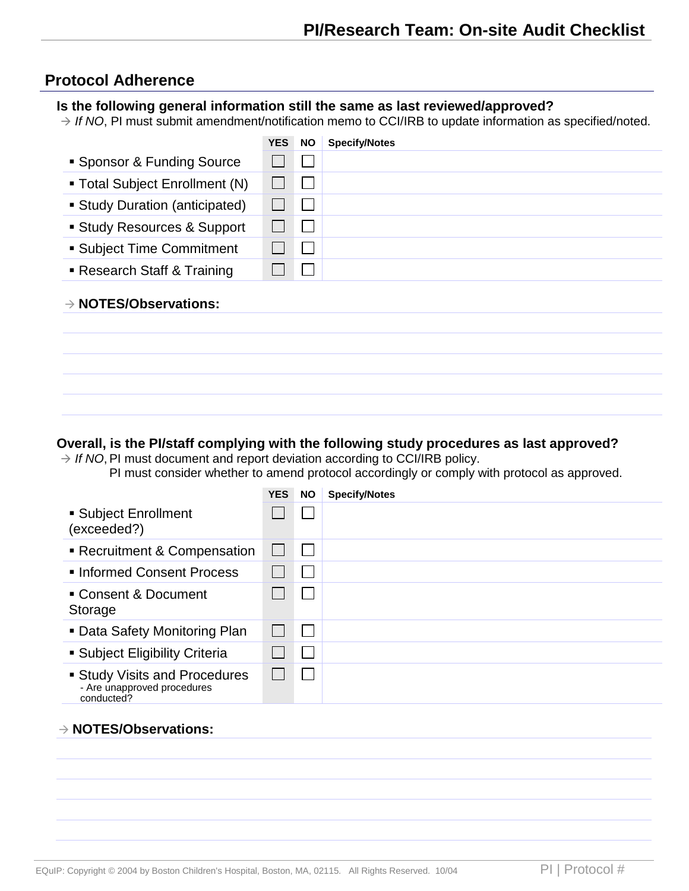## Protocol Adherence

**Is the following general information still the same as last reviewed/approved?**

→ *If NO*, PI must submit amendment/notification memo to CCI/IRB to update information as specified/noted.

| | YES | NO | Specify/Notes |
|---|---|---|---|
| ▪ Sponsor & Funding Source | ☐ | ☐ | |
| ▪ Total Subject Enrollment (N) | ☐ | ☐ | |
| ▪ Study Duration (anticipated) | ☐ | ☐ | |
| ▪ Study Resources & Support | ☐ | ☐ | |
| ▪ Subject Time Commitment | ☐ | ☐ | |
| ▪ Research Staff & Training | ☐ | ☐ | |

→ **NOTES/Observations:**

**Overall, is the PI/staff complying with the following study procedures as last approved?**

→ *If NO*, PI must document and report deviation according to CCI/IRB policy.
PI must consider whether to amend protocol accordingly or comply with protocol as approved.

| | YES | NO | Specify/Notes |
|---|---|---|---|
| ▪ Subject Enrollment (exceeded?) | ☐ | ☐ | |
| ▪ Recruitment & Compensation | ☐ | ☐ | |
| ▪ Informed Consent Process | ☐ | ☐ | |
| ▪ Consent & Document Storage | ☐ | ☐ | |
| ▪ Data Safety Monitoring Plan | ☐ | ☐ | |
| ▪ Subject Eligibility Criteria | ☐ | ☐ | |
| ▪ Study Visits and Procedures - Are unapproved procedures conducted? | ☐ | ☐ | |

→ **NOTES/Observations:**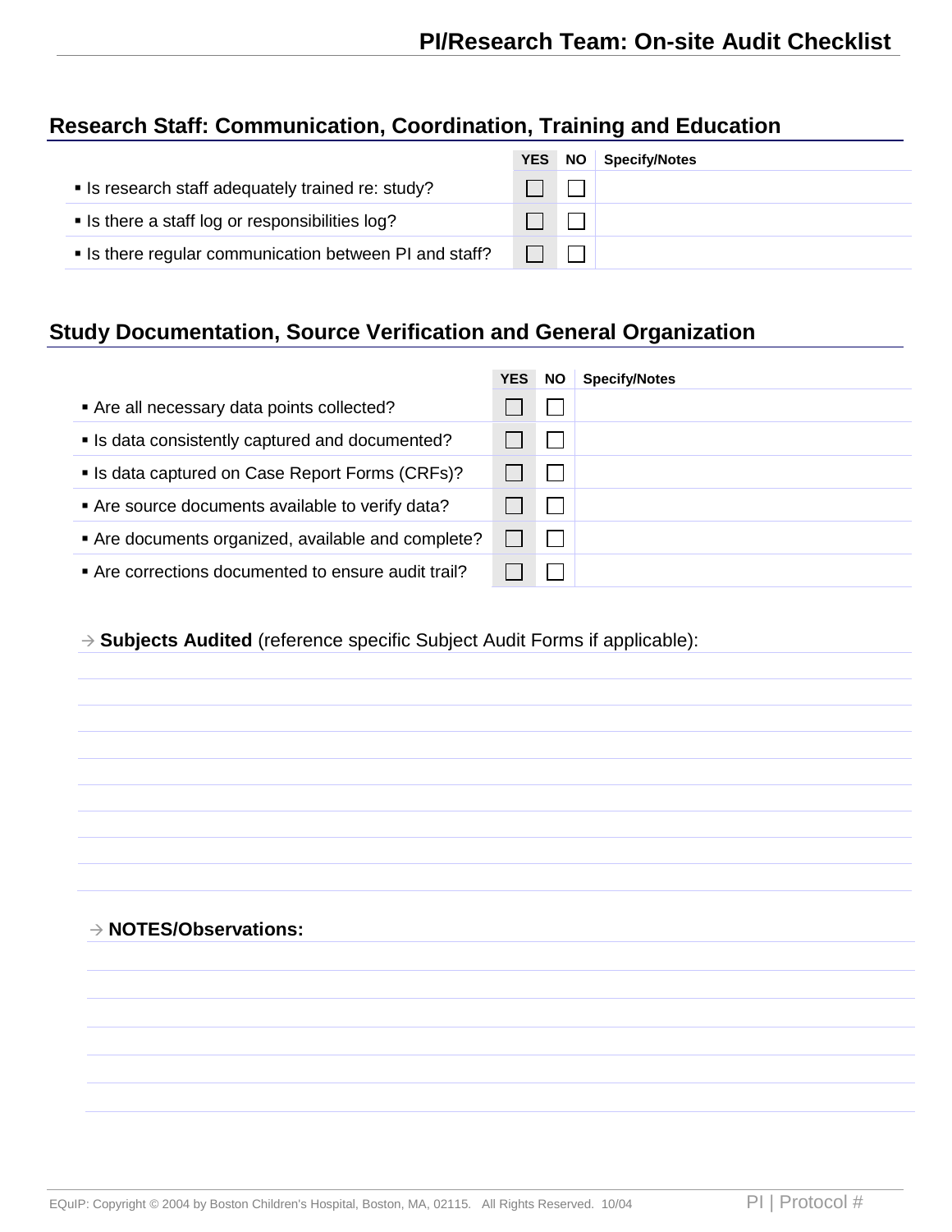# PI/Research Team: On-site Audit Checklist

## Research Staff: Communication, Coordination, Training and Education

| | YES | NO | Specify/Notes |
|---|---|---|---|
| ▪ Is research staff adequately trained re: study? | ☐ | ☐ | |
| ▪ Is there a staff log or responsibilities log? | ☐ | ☐ | |
| ▪ Is there regular communication between PI and staff? | ☐ | ☐ | |

## Study Documentation, Source Verification and General Organization

| | YES | NO | Specify/Notes |
|---|---|---|---|
| ▪ Are all necessary data points collected? | ☐ | ☐ | |
| ▪ Is data consistently captured and documented? | ☐ | ☐ | |
| ▪ Is data captured on Case Report Forms (CRFs)? | ☐ | ☐ | |
| ▪ Are source documents available to verify data? | ☐ | ☐ | |
| ▪ Are documents organized, available and complete? | ☐ | ☐ | |
| ▪ Are corrections documented to ensure audit trail? | ☐ | ☐ | |

→ **Subjects Audited** (reference specific Subject Audit Forms if applicable):

→ **NOTES/Observations:**

EQuIP: Copyright © 2004 by Boston Children's Hospital, Boston, MA, 02115. All Rights Reserved. 10/04

PI | Protocol #